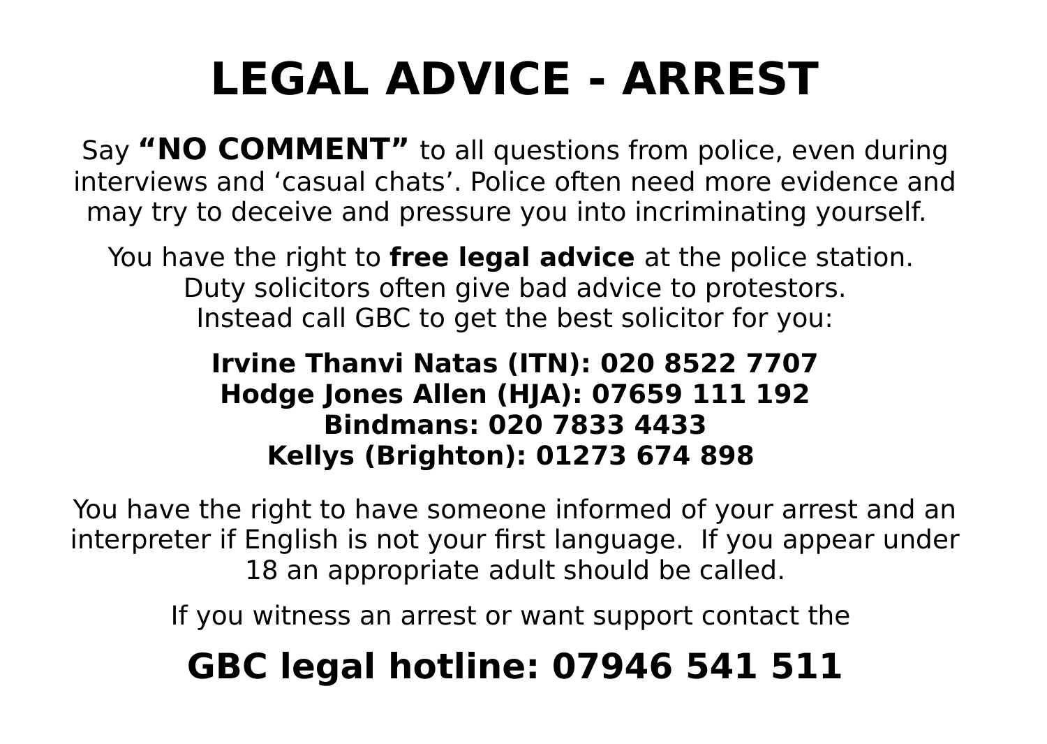# LEGAL ADVICE - ARREST

Say **"NO COMMENT"** to all questions from police, even during interviews and 'casual chats'. Police often need more evidence and may try to deceive and pressure you into incriminating yourself.

You have the right to **free legal advice** at the police station. Duty solicitors often give bad advice to protestors. Instead call GBC to get the best solicitor for you:

**Irvine Thanvi Natas (ITN): 020 8522 7707**
**Hodge Jones Allen (HJA): 07659 111 192**
**Bindmans: 020 7833 4433**
**Kellys (Brighton): 01273 674 898**

You have the right to have someone informed of your arrest and an interpreter if English is not your first language. If you appear under 18 an appropriate adult should be called.

If you witness an arrest or want support contact the

## GBC legal hotline: 07946 541 511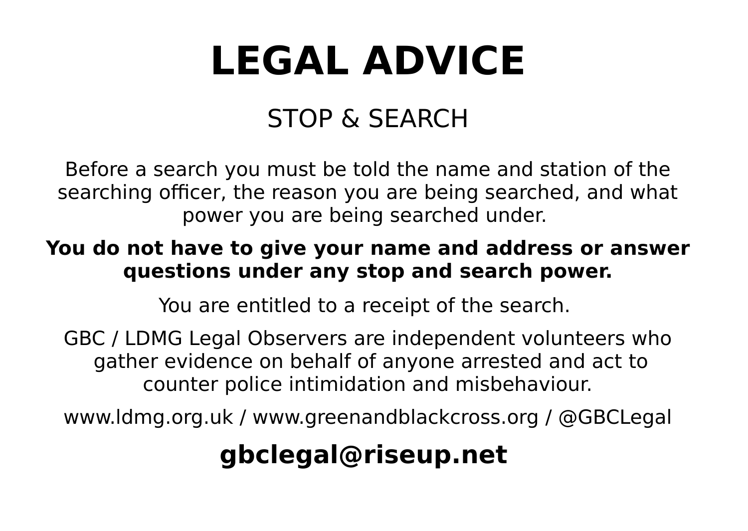# LEGAL ADVICE

## STOP & SEARCH

Before a search you must be told the name and station of the searching officer, the reason you are being searched, and what power you are being searched under.

**You do not have to give your name and address or answer questions under any stop and search power.**

You are entitled to a receipt of the search.

GBC / LDMG Legal Observers are independent volunteers who gather evidence on behalf of anyone arrested and act to counter police intimidation and misbehaviour.

www.ldmg.org.uk / www.greenandblackcross.org / @GBCLegal

**gbclegal@riseup.net**